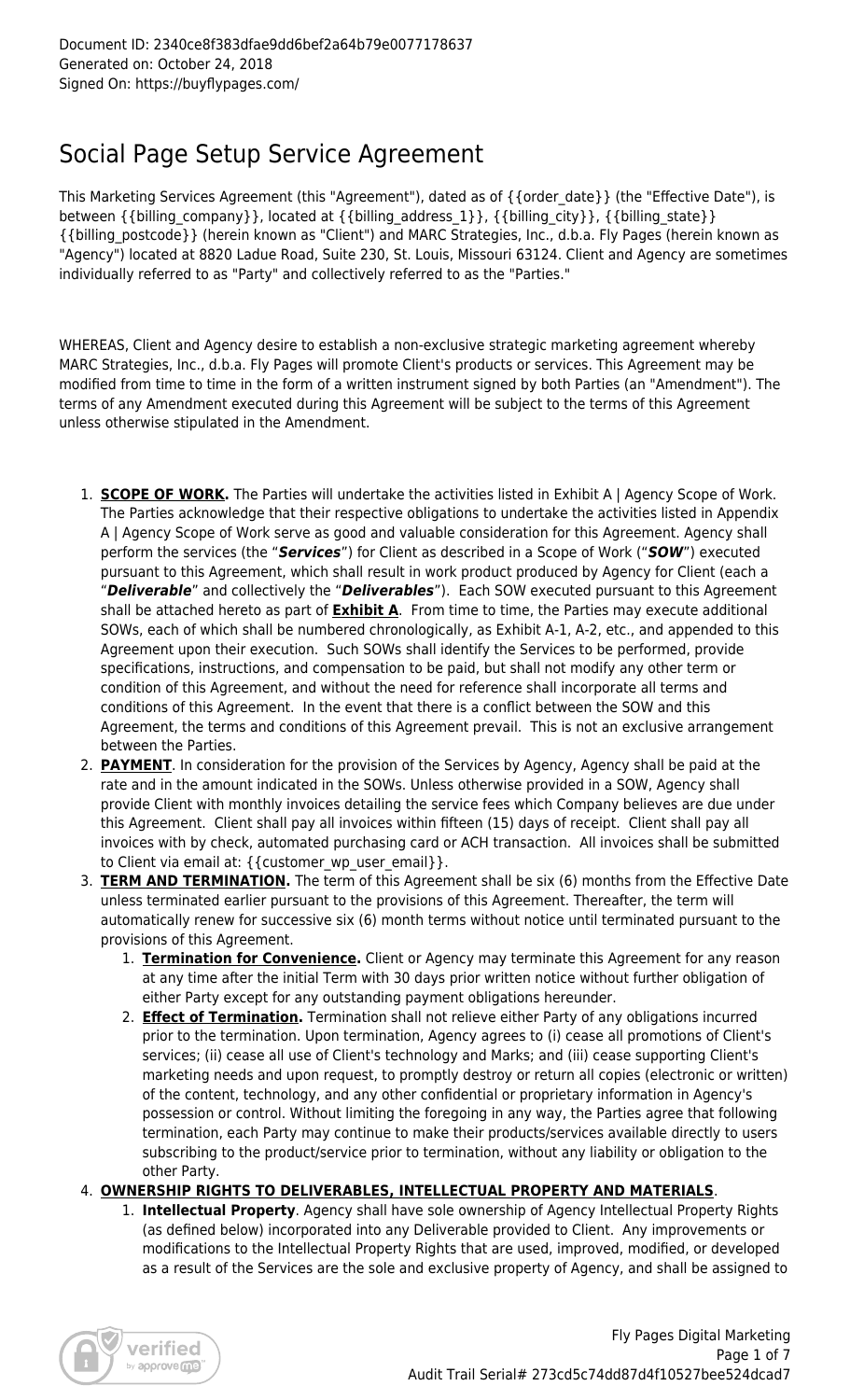Document ID: 2340ce8f383dfae9dd6bef2a64b79e0077178637
Generated on: October 24, 2018
Signed On: https://buyflypages.com/

# Social Page Setup Service Agreement

This Marketing Services Agreement (this "Agreement"), dated as of {{order_date}} (the "Effective Date"), is between {{billing_company}}, located at {{billing_address_1}}, {{billing_city}}, {{billing_state}} {{billing_postcode}} (herein known as "Client") and MARC Strategies, Inc., d.b.a. Fly Pages (herein known as "Agency") located at 8820 Ladue Road, Suite 230, St. Louis, Missouri 63124. Client and Agency are sometimes individually referred to as "Party" and collectively referred to as the "Parties."

WHEREAS, Client and Agency desire to establish a non-exclusive strategic marketing agreement whereby MARC Strategies, Inc., d.b.a. Fly Pages will promote Client's products or services. This Agreement may be modified from time to time in the form of a written instrument signed by both Parties (an "Amendment"). The terms of any Amendment executed during this Agreement will be subject to the terms of this Agreement unless otherwise stipulated in the Amendment.

1. **SCOPE OF WORK.** The Parties will undertake the activities listed in Exhibit A | Agency Scope of Work. The Parties acknowledge that their respective obligations to undertake the activities listed in Appendix A | Agency Scope of Work serve as good and valuable consideration for this Agreement. Agency shall perform the services (the "***Services***") for Client as described in a Scope of Work ("***SOW***") executed pursuant to this Agreement, which shall result in work product produced by Agency for Client (each a "***Deliverable***" and collectively the "***Deliverables***"). Each SOW executed pursuant to this Agreement shall be attached hereto as part of **Exhibit A**. From time to time, the Parties may execute additional SOWs, each of which shall be numbered chronologically, as Exhibit A-1, A-2, etc., and appended to this Agreement upon their execution. Such SOWs shall identify the Services to be performed, provide specifications, instructions, and compensation to be paid, but shall not modify any other term or condition of this Agreement, and without the need for reference shall incorporate all terms and conditions of this Agreement. In the event that there is a conflict between the SOW and this Agreement, the terms and conditions of this Agreement prevail. This is not an exclusive arrangement between the Parties.
2. **PAYMENT**. In consideration for the provision of the Services by Agency, Agency shall be paid at the rate and in the amount indicated in the SOWs. Unless otherwise provided in a SOW, Agency shall provide Client with monthly invoices detailing the service fees which Company believes are due under this Agreement. Client shall pay all invoices within fifteen (15) days of receipt. Client shall pay all invoices with by check, automated purchasing card or ACH transaction. All invoices shall be submitted to Client via email at: {{customer_wp_user_email}}.
3. **TERM AND TERMINATION.** The term of this Agreement shall be six (6) months from the Effective Date unless terminated earlier pursuant to the provisions of this Agreement. Thereafter, the term will automatically renew for successive six (6) month terms without notice until terminated pursuant to the provisions of this Agreement.
   1. **Termination for Convenience.** Client or Agency may terminate this Agreement for any reason at any time after the initial Term with 30 days prior written notice without further obligation of either Party except for any outstanding payment obligations hereunder.
   2. **Effect of Termination.** Termination shall not relieve either Party of any obligations incurred prior to the termination. Upon termination, Agency agrees to (i) cease all promotions of Client's services; (ii) cease all use of Client's technology and Marks; and (iii) cease supporting Client's marketing needs and upon request, to promptly destroy or return all copies (electronic or written) of the content, technology, and any other confidential or proprietary information in Agency's possession or control. Without limiting the foregoing in any way, the Parties agree that following termination, each Party may continue to make their products/services available directly to users subscribing to the product/service prior to termination, without any liability or obligation to the other Party.
4. **OWNERSHIP RIGHTS TO DELIVERABLES, INTELLECTUAL PROPERTY AND MATERIALS**.
   1. **Intellectual Property**. Agency shall have sole ownership of Agency Intellectual Property Rights (as defined below) incorporated into any Deliverable provided to Client. Any improvements or modifications to the Intellectual Property Rights that are used, improved, modified, or developed as a result of the Services are the sole and exclusive property of Agency, and shall be assigned to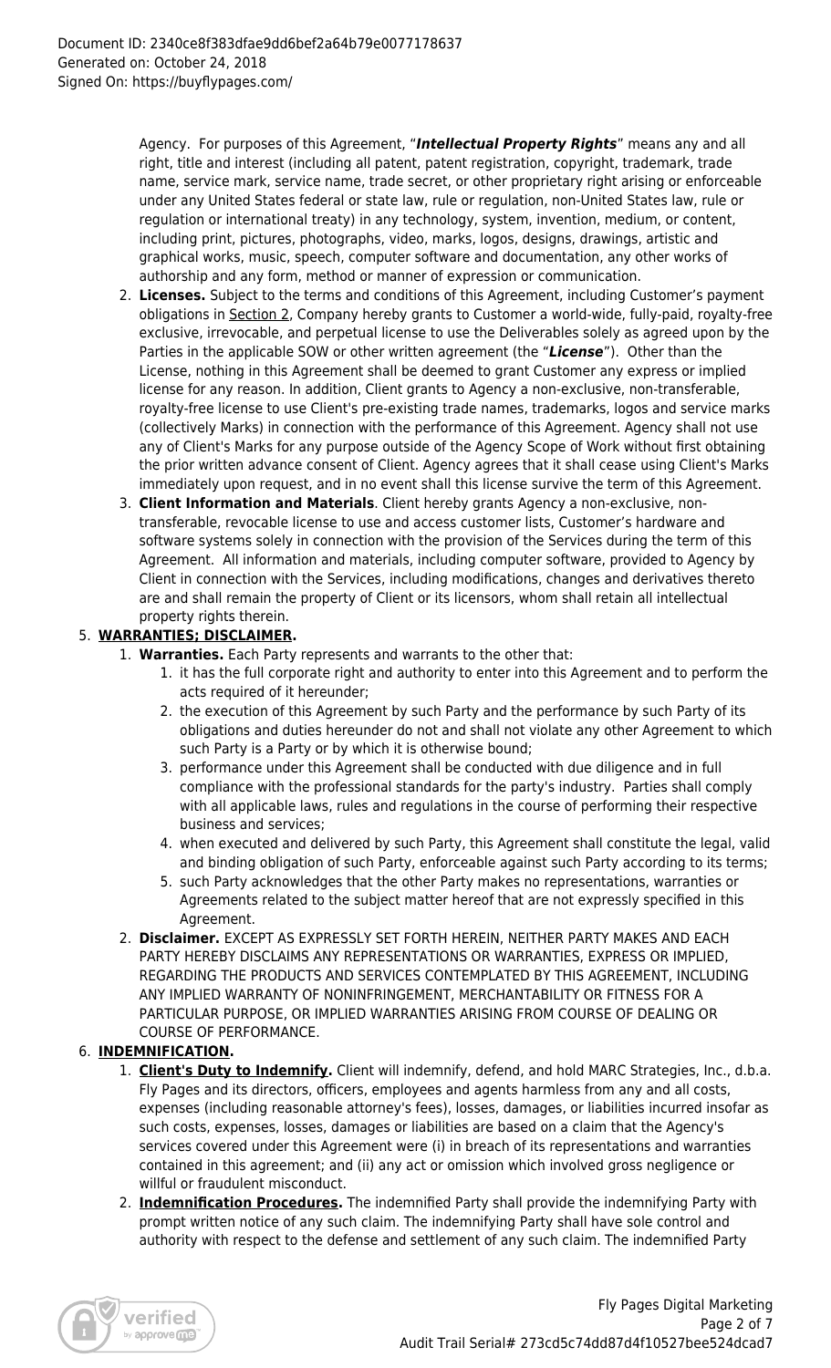Document ID: 2340ce8f383dfae9dd6bef2a64b79e0077178637
Generated on: October 24, 2018
Signed On: https://buyflypages.com/

Agency. For purposes of this Agreement, "***Intellectual Property Rights***" means any and all right, title and interest (including all patent, patent registration, copyright, trademark, trade name, service mark, service name, trade secret, or other proprietary right arising or enforceable under any United States federal or state law, rule or regulation, non-United States law, rule or regulation or international treaty) in any technology, system, invention, medium, or content, including print, pictures, photographs, video, marks, logos, designs, drawings, artistic and graphical works, music, speech, computer software and documentation, any other works of authorship and any form, method or manner of expression or communication.

2. **Licenses.** Subject to the terms and conditions of this Agreement, including Customer's payment obligations in Section 2, Company hereby grants to Customer a world-wide, fully-paid, royalty-free exclusive, irrevocable, and perpetual license to use the Deliverables solely as agreed upon by the Parties in the applicable SOW or other written agreement (the "***License***"). Other than the License, nothing in this Agreement shall be deemed to grant Customer any express or implied license for any reason. In addition, Client grants to Agency a non-exclusive, non-transferable, royalty-free license to use Client's pre-existing trade names, trademarks, logos and service marks (collectively Marks) in connection with the performance of this Agreement. Agency shall not use any of Client's Marks for any purpose outside of the Agency Scope of Work without first obtaining the prior written advance consent of Client. Agency agrees that it shall cease using Client's Marks immediately upon request, and in no event shall this license survive the term of this Agreement.
3. **Client Information and Materials**. Client hereby grants Agency a non-exclusive, non-transferable, revocable license to use and access customer lists, Customer's hardware and software systems solely in connection with the provision of the Services during the term of this Agreement. All information and materials, including computer software, provided to Agency by Client in connection with the Services, including modifications, changes and derivatives thereto are and shall remain the property of Client or its licensors, whom shall retain all intellectual property rights therein.

5. **WARRANTIES; DISCLAIMER.**
    1. **Warranties.** Each Party represents and warrants to the other that:
        1. it has the full corporate right and authority to enter into this Agreement and to perform the acts required of it hereunder;
        2. the execution of this Agreement by such Party and the performance by such Party of its obligations and duties hereunder do not and shall not violate any other Agreement to which such Party is a Party or by which it is otherwise bound;
        3. performance under this Agreement shall be conducted with due diligence and in full compliance with the professional standards for the party's industry. Parties shall comply with all applicable laws, rules and regulations in the course of performing their respective business and services;
        4. when executed and delivered by such Party, this Agreement shall constitute the legal, valid and binding obligation of such Party, enforceable against such Party according to its terms;
        5. such Party acknowledges that the other Party makes no representations, warranties or Agreements related to the subject matter hereof that are not expressly specified in this Agreement.
    2. **Disclaimer.** EXCEPT AS EXPRESSLY SET FORTH HEREIN, NEITHER PARTY MAKES AND EACH PARTY HEREBY DISCLAIMS ANY REPRESENTATIONS OR WARRANTIES, EXPRESS OR IMPLIED, REGARDING THE PRODUCTS AND SERVICES CONTEMPLATED BY THIS AGREEMENT, INCLUDING ANY IMPLIED WARRANTY OF NONINFRINGEMENT, MERCHANTABILITY OR FITNESS FOR A PARTICULAR PURPOSE, OR IMPLIED WARRANTIES ARISING FROM COURSE OF DEALING OR COURSE OF PERFORMANCE.
6. **INDEMNIFICATION.**
    1. **Client's Duty to Indemnify.** Client will indemnify, defend, and hold MARC Strategies, Inc., d.b.a. Fly Pages and its directors, officers, employees and agents harmless from any and all costs, expenses (including reasonable attorney's fees), losses, damages, or liabilities incurred insofar as such costs, expenses, losses, damages or liabilities are based on a claim that the Agency's services covered under this Agreement were (i) in breach of its representations and warranties contained in this agreement; and (ii) any act or omission which involved gross negligence or willful or fraudulent misconduct.
    2. **Indemnification Procedures.** The indemnified Party shall provide the indemnifying Party with prompt written notice of any such claim. The indemnifying Party shall have sole control and authority with respect to the defense and settlement of any such claim. The indemnified Party

Fly Pages Digital Marketing
Audit Trail Serial# 273cd5c74dd87d4f10527bee524dcad7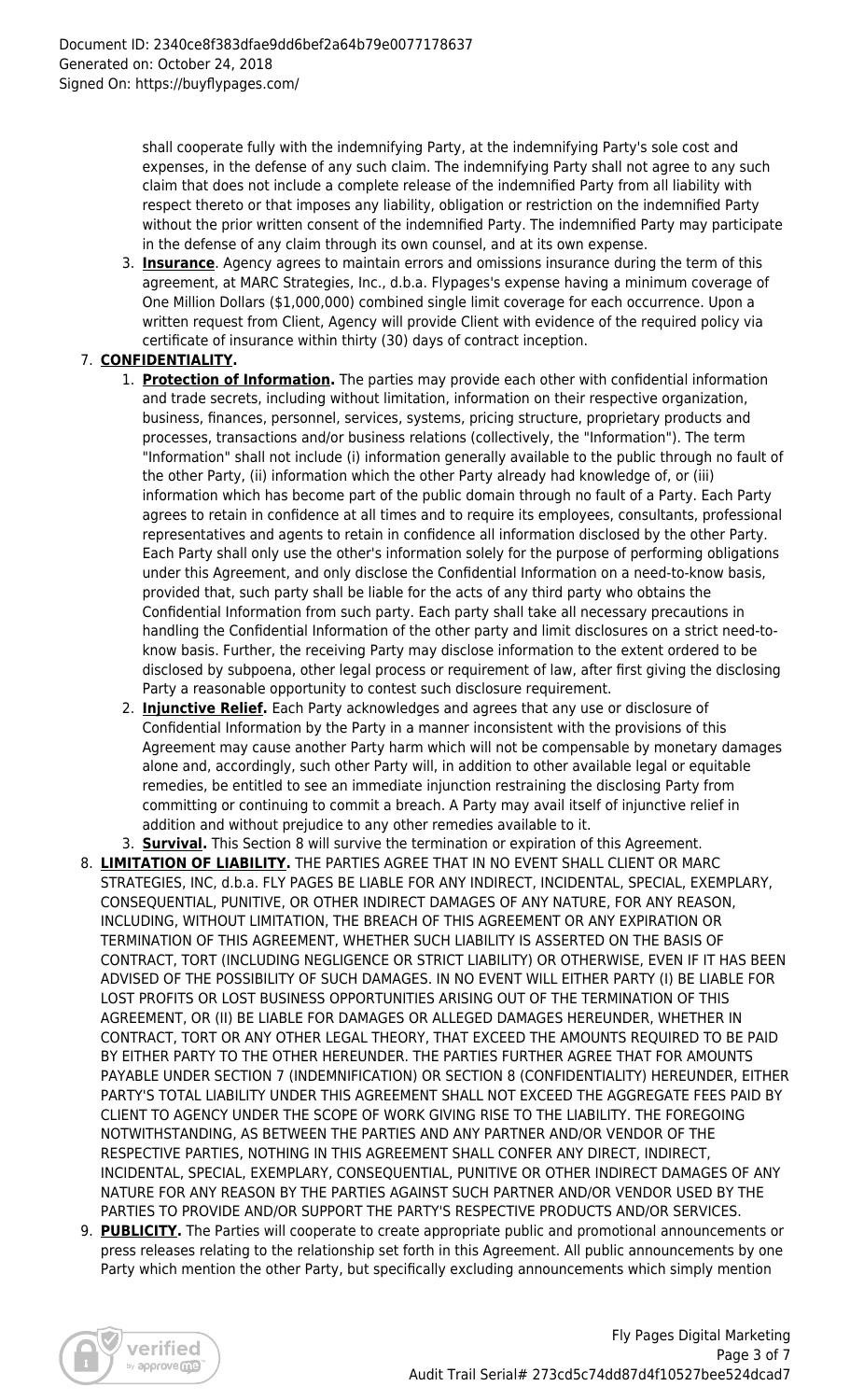shall cooperate fully with the indemnifying Party, at the indemnifying Party's sole cost and expenses, in the defense of any such claim. The indemnifying Party shall not agree to any such claim that does not include a complete release of the indemnified Party from all liability with respect thereto or that imposes any liability, obligation or restriction on the indemnified Party without the prior written consent of the indemnified Party. The indemnified Party may participate in the defense of any claim through its own counsel, and at its own expense.

3. **Insurance**. Agency agrees to maintain errors and omissions insurance during the term of this agreement, at MARC Strategies, Inc., d.b.a. Flypages's expense having a minimum coverage of One Million Dollars ($1,000,000) combined single limit coverage for each occurrence. Upon a written request from Client, Agency will provide Client with evidence of the required policy via certificate of insurance within thirty (30) days of contract inception.

7. **CONFIDENTIALITY.**
   1. **Protection of Information.** The parties may provide each other with confidential information and trade secrets, including without limitation, information on their respective organization, business, finances, personnel, services, systems, pricing structure, proprietary products and processes, transactions and/or business relations (collectively, the "Information"). The term "Information" shall not include (i) information generally available to the public through no fault of the other Party, (ii) information which the other Party already had knowledge of, or (iii) information which has become part of the public domain through no fault of a Party. Each Party agrees to retain in confidence at all times and to require its employees, consultants, professional representatives and agents to retain in confidence all information disclosed by the other Party. Each Party shall only use the other's information solely for the purpose of performing obligations under this Agreement, and only disclose the Confidential Information on a need-to-know basis, provided that, such party shall be liable for the acts of any third party who obtains the Confidential Information from such party. Each party shall take all necessary precautions in handling the Confidential Information of the other party and limit disclosures on a strict need-to-know basis. Further, the receiving Party may disclose information to the extent ordered to be disclosed by subpoena, other legal process or requirement of law, after first giving the disclosing Party a reasonable opportunity to contest such disclosure requirement.
   2. **Injunctive Relief.** Each Party acknowledges and agrees that any use or disclosure of Confidential Information by the Party in a manner inconsistent with the provisions of this Agreement may cause another Party harm which will not be compensable by monetary damages alone and, accordingly, such other Party will, in addition to other available legal or equitable remedies, be entitled to see an immediate injunction restraining the disclosing Party from committing or continuing to commit a breach. A Party may avail itself of injunctive relief in addition and without prejudice to any other remedies available to it.
   3. **Survival.** This Section 8 will survive the termination or expiration of this Agreement.

8. **LIMITATION OF LIABILITY.** THE PARTIES AGREE THAT IN NO EVENT SHALL CLIENT OR MARC STRATEGIES, INC, d.b.a. FLY PAGES BE LIABLE FOR ANY INDIRECT, INCIDENTAL, SPECIAL, EXEMPLARY, CONSEQUENTIAL, PUNITIVE, OR OTHER INDIRECT DAMAGES OF ANY NATURE, FOR ANY REASON, INCLUDING, WITHOUT LIMITATION, THE BREACH OF THIS AGREEMENT OR ANY EXPIRATION OR TERMINATION OF THIS AGREEMENT, WHETHER SUCH LIABILITY IS ASSERTED ON THE BASIS OF CONTRACT, TORT (INCLUDING NEGLIGENCE OR STRICT LIABILITY) OR OTHERWISE, EVEN IF IT HAS BEEN ADVISED OF THE POSSIBILITY OF SUCH DAMAGES. IN NO EVENT WILL EITHER PARTY (I) BE LIABLE FOR LOST PROFITS OR LOST BUSINESS OPPORTUNITIES ARISING OUT OF THE TERMINATION OF THIS AGREEMENT, OR (II) BE LIABLE FOR DAMAGES OR ALLEGED DAMAGES HEREUNDER, WHETHER IN CONTRACT, TORT OR ANY OTHER LEGAL THEORY, THAT EXCEED THE AMOUNTS REQUIRED TO BE PAID BY EITHER PARTY TO THE OTHER HEREUNDER. THE PARTIES FURTHER AGREE THAT FOR AMOUNTS PAYABLE UNDER SECTION 7 (INDEMNIFICATION) OR SECTION 8 (CONFIDENTIALITY) HEREUNDER, EITHER PARTY'S TOTAL LIABILITY UNDER THIS AGREEMENT SHALL NOT EXCEED THE AGGREGATE FEES PAID BY CLIENT TO AGENCY UNDER THE SCOPE OF WORK GIVING RISE TO THE LIABILITY. THE FOREGOING NOTWITHSTANDING, AS BETWEEN THE PARTIES AND ANY PARTNER AND/OR VENDOR OF THE RESPECTIVE PARTIES, NOTHING IN THIS AGREEMENT SHALL CONFER ANY DIRECT, INDIRECT, INCIDENTAL, SPECIAL, EXEMPLARY, CONSEQUENTIAL, PUNITIVE OR OTHER INDIRECT DAMAGES OF ANY NATURE FOR ANY REASON BY THE PARTIES AGAINST SUCH PARTNER AND/OR VENDOR USED BY THE PARTIES TO PROVIDE AND/OR SUPPORT THE PARTY'S RESPECTIVE PRODUCTS AND/OR SERVICES.

9. **PUBLICITY.** The Parties will cooperate to create appropriate public and promotional announcements or press releases relating to the relationship set forth in this Agreement. All public announcements by one Party which mention the other Party, but specifically excluding announcements which simply mention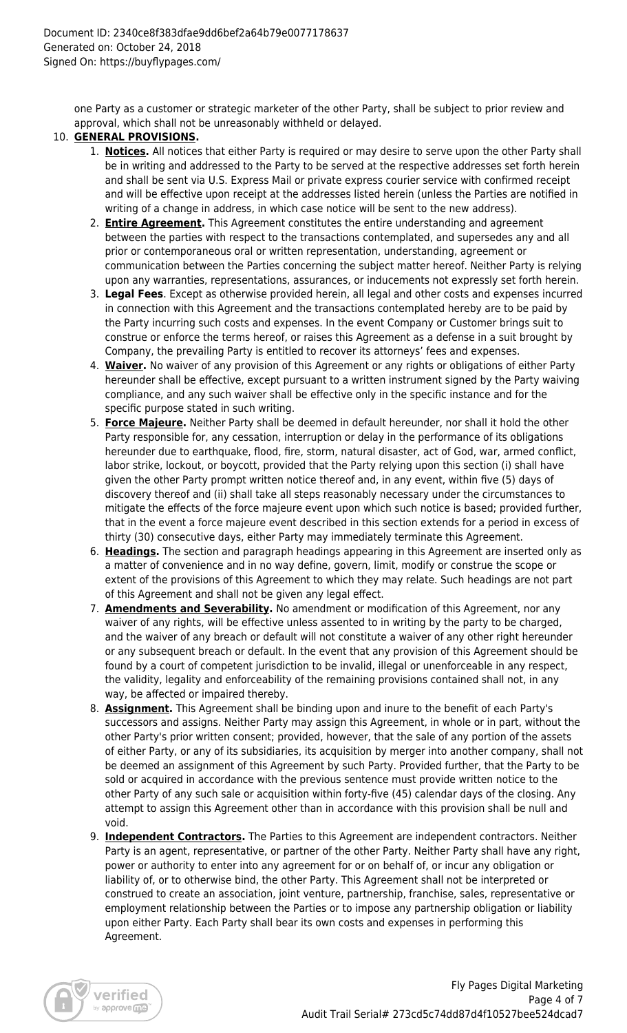one Party as a customer or strategic marketer of the other Party, shall be subject to prior review and approval, which shall not be unreasonably withheld or delayed.

10. **GENERAL PROVISIONS.**
    1. **Notices.** All notices that either Party is required or may desire to serve upon the other Party shall be in writing and addressed to the Party to be served at the respective addresses set forth herein and shall be sent via U.S. Express Mail or private express courier service with confirmed receipt and will be effective upon receipt at the addresses listed herein (unless the Parties are notified in writing of a change in address, in which case notice will be sent to the new address).
    2. **Entire Agreement.** This Agreement constitutes the entire understanding and agreement between the parties with respect to the transactions contemplated, and supersedes any and all prior or contemporaneous oral or written representation, understanding, agreement or communication between the Parties concerning the subject matter hereof. Neither Party is relying upon any warranties, representations, assurances, or inducements not expressly set forth herein.
    3. **Legal Fees**. Except as otherwise provided herein, all legal and other costs and expenses incurred in connection with this Agreement and the transactions contemplated hereby are to be paid by the Party incurring such costs and expenses. In the event Company or Customer brings suit to construe or enforce the terms hereof, or raises this Agreement as a defense in a suit brought by Company, the prevailing Party is entitled to recover its attorneys' fees and expenses.
    4. **Waiver.** No waiver of any provision of this Agreement or any rights or obligations of either Party hereunder shall be effective, except pursuant to a written instrument signed by the Party waiving compliance, and any such waiver shall be effective only in the specific instance and for the specific purpose stated in such writing.
    5. **Force Majeure.** Neither Party shall be deemed in default hereunder, nor shall it hold the other Party responsible for, any cessation, interruption or delay in the performance of its obligations hereunder due to earthquake, flood, fire, storm, natural disaster, act of God, war, armed conflict, labor strike, lockout, or boycott, provided that the Party relying upon this section (i) shall have given the other Party prompt written notice thereof and, in any event, within five (5) days of discovery thereof and (ii) shall take all steps reasonably necessary under the circumstances to mitigate the effects of the force majeure event upon which such notice is based; provided further, that in the event a force majeure event described in this section extends for a period in excess of thirty (30) consecutive days, either Party may immediately terminate this Agreement.
    6. **Headings.** The section and paragraph headings appearing in this Agreement are inserted only as a matter of convenience and in no way define, govern, limit, modify or construe the scope or extent of the provisions of this Agreement to which they may relate. Such headings are not part of this Agreement and shall not be given any legal effect.
    7. **Amendments and Severability.** No amendment or modification of this Agreement, nor any waiver of any rights, will be effective unless assented to in writing by the party to be charged, and the waiver of any breach or default will not constitute a waiver of any other right hereunder or any subsequent breach or default. In the event that any provision of this Agreement should be found by a court of competent jurisdiction to be invalid, illegal or unenforceable in any respect, the validity, legality and enforceability of the remaining provisions contained shall not, in any way, be affected or impaired thereby.
    8. **Assignment.** This Agreement shall be binding upon and inure to the benefit of each Party's successors and assigns. Neither Party may assign this Agreement, in whole or in part, without the other Party's prior written consent; provided, however, that the sale of any portion of the assets of either Party, or any of its subsidiaries, its acquisition by merger into another company, shall not be deemed an assignment of this Agreement by such Party. Provided further, that the Party to be sold or acquired in accordance with the previous sentence must provide written notice to the other Party of any such sale or acquisition within forty-five (45) calendar days of the closing. Any attempt to assign this Agreement other than in accordance with this provision shall be null and void.
    9. **Independent Contractors.** The Parties to this Agreement are independent contractors. Neither Party is an agent, representative, or partner of the other Party. Neither Party shall have any right, power or authority to enter into any agreement for or on behalf of, or incur any obligation or liability of, or to otherwise bind, the other Party. This Agreement shall not be interpreted or construed to create an association, joint venture, partnership, franchise, sales, representative or employment relationship between the Parties or to impose any partnership obligation or liability upon either Party. Each Party shall bear its own costs and expenses in performing this Agreement.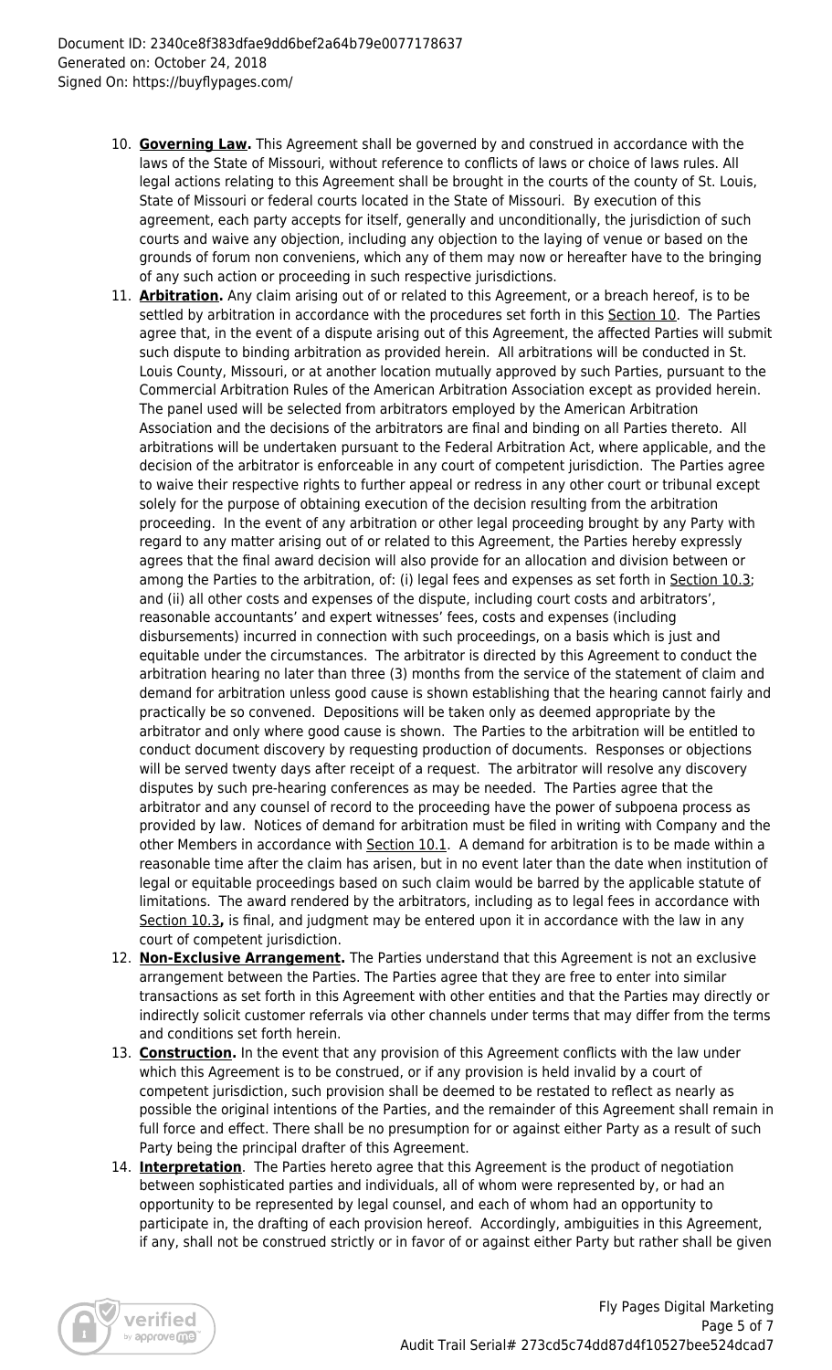10. **Governing Law.** This Agreement shall be governed by and construed in accordance with the laws of the State of Missouri, without reference to conflicts of laws or choice of laws rules. All legal actions relating to this Agreement shall be brought in the courts of the county of St. Louis, State of Missouri or federal courts located in the State of Missouri. By execution of this agreement, each party accepts for itself, generally and unconditionally, the jurisdiction of such courts and waive any objection, including any objection to the laying of venue or based on the grounds of forum non conveniens, which any of them may now or hereafter have to the bringing of any such action or proceeding in such respective jurisdictions.
11. **Arbitration.** Any claim arising out of or related to this Agreement, or a breach hereof, is to be settled by arbitration in accordance with the procedures set forth in this Section 10. The Parties agree that, in the event of a dispute arising out of this Agreement, the affected Parties will submit such dispute to binding arbitration as provided herein. All arbitrations will be conducted in St. Louis County, Missouri, or at another location mutually approved by such Parties, pursuant to the Commercial Arbitration Rules of the American Arbitration Association except as provided herein. The panel used will be selected from arbitrators employed by the American Arbitration Association and the decisions of the arbitrators are final and binding on all Parties thereto. All arbitrations will be undertaken pursuant to the Federal Arbitration Act, where applicable, and the decision of the arbitrator is enforceable in any court of competent jurisdiction. The Parties agree to waive their respective rights to further appeal or redress in any other court or tribunal except solely for the purpose of obtaining execution of the decision resulting from the arbitration proceeding. In the event of any arbitration or other legal proceeding brought by any Party with regard to any matter arising out of or related to this Agreement, the Parties hereby expressly agrees that the final award decision will also provide for an allocation and division between or among the Parties to the arbitration, of: (i) legal fees and expenses as set forth in Section 10.3; and (ii) all other costs and expenses of the dispute, including court costs and arbitrators', reasonable accountants' and expert witnesses' fees, costs and expenses (including disbursements) incurred in connection with such proceedings, on a basis which is just and equitable under the circumstances. The arbitrator is directed by this Agreement to conduct the arbitration hearing no later than three (3) months from the service of the statement of claim and demand for arbitration unless good cause is shown establishing that the hearing cannot fairly and practically be so convened. Depositions will be taken only as deemed appropriate by the arbitrator and only where good cause is shown. The Parties to the arbitration will be entitled to conduct document discovery by requesting production of documents. Responses or objections will be served twenty days after receipt of a request. The arbitrator will resolve any discovery disputes by such pre-hearing conferences as may be needed. The Parties agree that the arbitrator and any counsel of record to the proceeding have the power of subpoena process as provided by law. Notices of demand for arbitration must be filed in writing with Company and the other Members in accordance with Section 10.1. A demand for arbitration is to be made within a reasonable time after the claim has arisen, but in no event later than the date when institution of legal or equitable proceedings based on such claim would be barred by the applicable statute of limitations. The award rendered by the arbitrators, including as to legal fees in accordance with Section 10.3**,** is final, and judgment may be entered upon it in accordance with the law in any court of competent jurisdiction.
12. **Non-Exclusive Arrangement.** The Parties understand that this Agreement is not an exclusive arrangement between the Parties. The Parties agree that they are free to enter into similar transactions as set forth in this Agreement with other entities and that the Parties may directly or indirectly solicit customer referrals via other channels under terms that may differ from the terms and conditions set forth herein.
13. **Construction.** In the event that any provision of this Agreement conflicts with the law under which this Agreement is to be construed, or if any provision is held invalid by a court of competent jurisdiction, such provision shall be deemed to be restated to reflect as nearly as possible the original intentions of the Parties, and the remainder of this Agreement shall remain in full force and effect. There shall be no presumption for or against either Party as a result of such Party being the principal drafter of this Agreement.
14. **Interpretation**. The Parties hereto agree that this Agreement is the product of negotiation between sophisticated parties and individuals, all of whom were represented by, or had an opportunity to be represented by legal counsel, and each of whom had an opportunity to participate in, the drafting of each provision hereof. Accordingly, ambiguities in this Agreement, if any, shall not be construed strictly or in favor of or against either Party but rather shall be given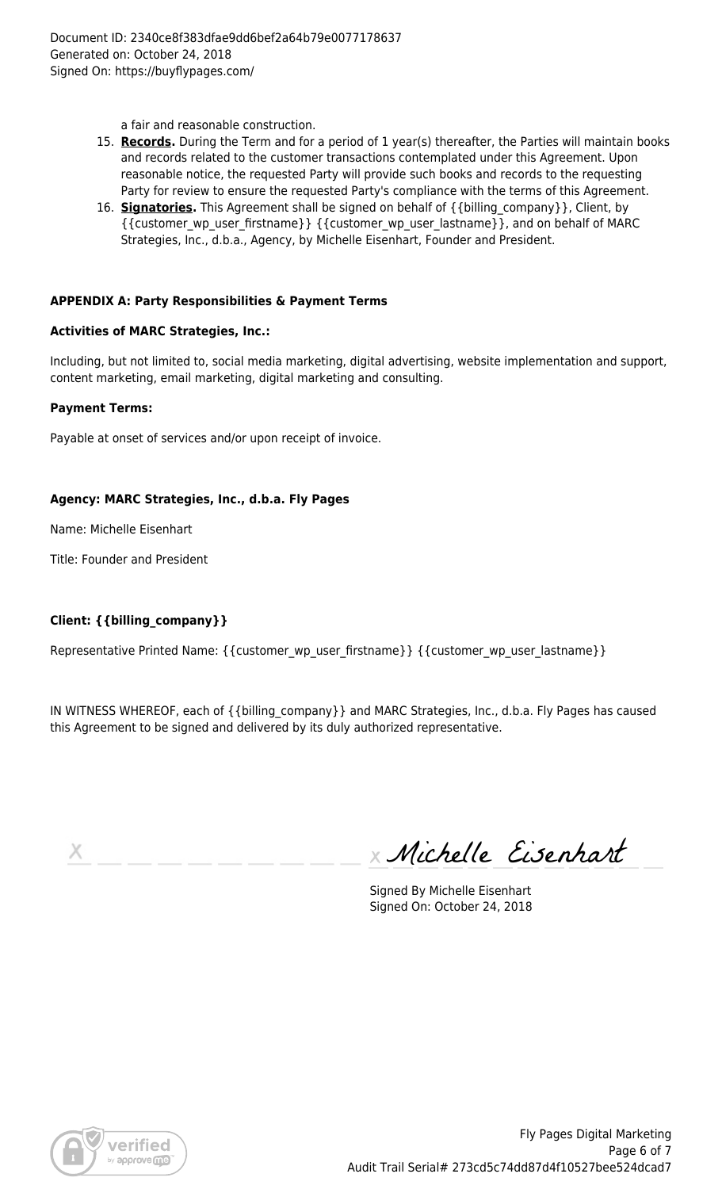a fair and reasonable construction.

15. **Records.** During the Term and for a period of 1 year(s) thereafter, the Parties will maintain books and records related to the customer transactions contemplated under this Agreement. Upon reasonable notice, the requested Party will provide such books and records to the requesting Party for review to ensure the requested Party's compliance with the terms of this Agreement.
16. **Signatories.** This Agreement shall be signed on behalf of {{billing_company}}, Client, by {{customer_wp_user_firstname}} {{customer_wp_user_lastname}}, and on behalf of MARC Strategies, Inc., d.b.a., Agency, by Michelle Eisenhart, Founder and President.

**APPENDIX A: Party Responsibilities & Payment Terms**

**Activities of MARC Strategies, Inc.:**

Including, but not limited to, social media marketing, digital advertising, website implementation and support, content marketing, email marketing, digital marketing and consulting.

**Payment Terms:**

Payable at onset of services and/or upon receipt of invoice.

**Agency: MARC Strategies, Inc., d.b.a. Fly Pages**

Name: Michelle Eisenhart

Title: Founder and President

**Client: {{billing_company}}**

Representative Printed Name: {{customer_wp_user_firstname}} {{customer_wp_user_lastname}}

IN WITNESS WHEREOF, each of {{billing_company}} and MARC Strategies, Inc., d.b.a. Fly Pages has caused this Agreement to be signed and delivered by its duly authorized representative.

X ______________________ X *Michelle Eisenhart*

Signed By Michelle Eisenhart
Signed On: October 24, 2018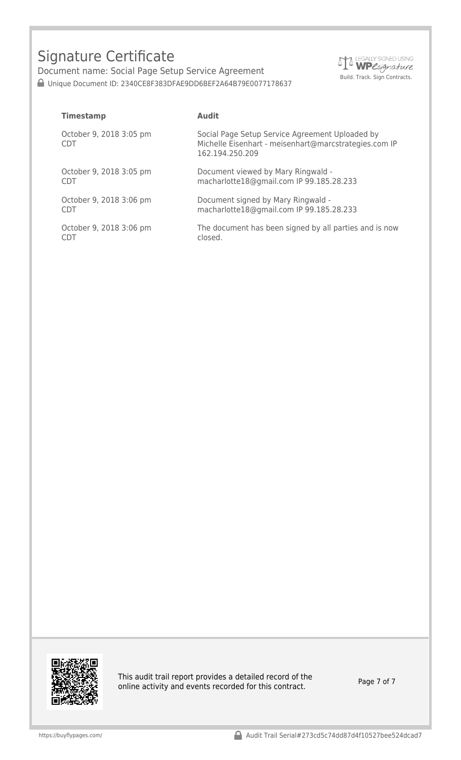# Signature Certificate

Document name: Social Page Setup Service Agreement

Unique Document ID: 2340CE8F383DFAE9DD6BEF2A64B79E0077178637

LEGALLY SIGNED USING **WP**eSignature
Build. Track. Sign Contracts.

| **Timestamp** | **Audit** |
|---|---|
| October 9, 2018 3:05 pm CDT | Social Page Setup Service Agreement Uploaded by Michelle Eisenhart - meisenhart@marcstrategies.com IP 162.194.250.209 |
| October 9, 2018 3:05 pm CDT | Document viewed by Mary Ringwald - macharlotte18@gmail.com IP 99.185.28.233 |
| October 9, 2018 3:06 pm CDT | Document signed by Mary Ringwald - macharlotte18@gmail.com IP 99.185.28.233 |
| October 9, 2018 3:06 pm CDT | The document has been signed by all parties and is now closed. |

This audit trail report provides a detailed record of the online activity and events recorded for this contract.

https://buyflypages.com/

Audit Trail Serial#273cd5c74dd87d4f10527bee524dcad7